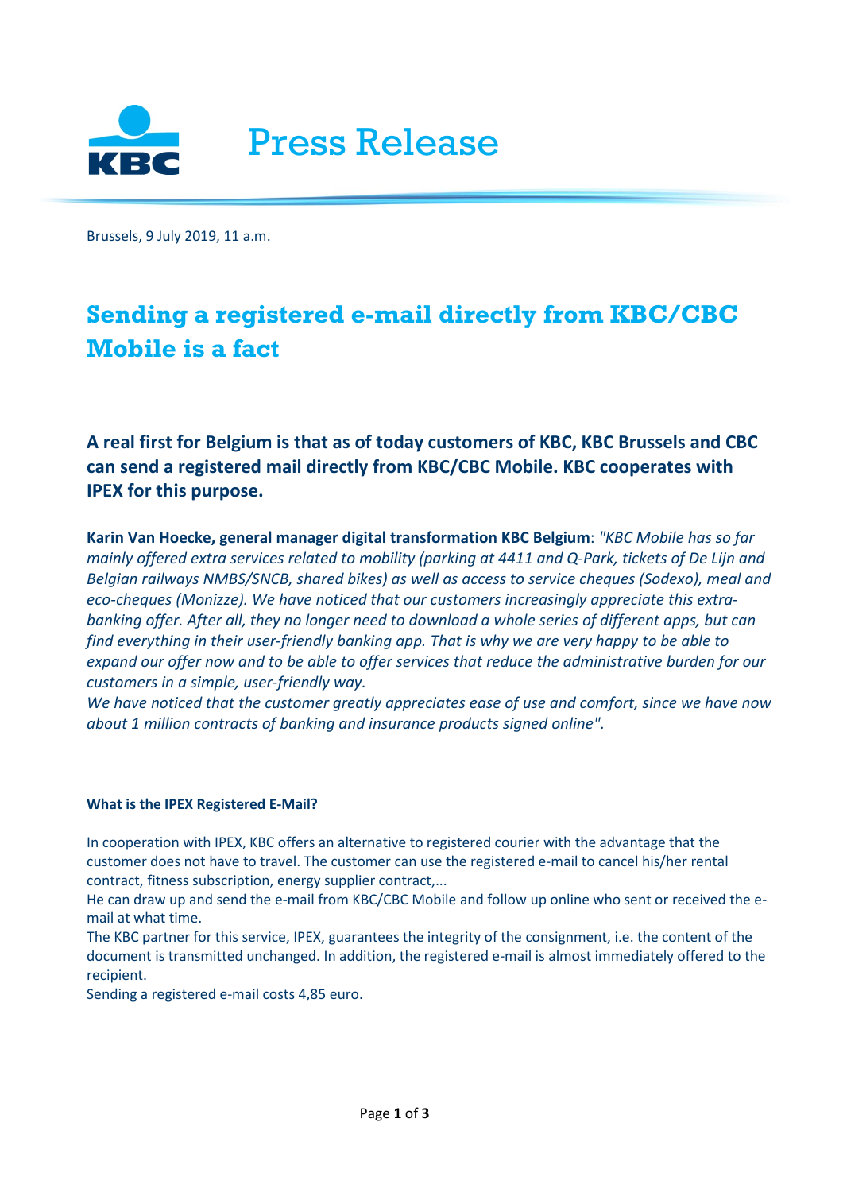Press Release

Brussels, 9 July 2019, 11 a.m.

# Sending a registered e-mail directly from KBC/CBC Mobile is a fact

## A real first for Belgium is that as of today customers of KBC, KBC Brussels and CBC can send a registered mail directly from KBC/CBC Mobile. KBC cooperates with IPEX for this purpose.

**Karin Van Hoecke, general manager digital transformation KBC Belgium**: *"KBC Mobile has so far mainly offered extra services related to mobility (parking at 4411 and Q-Park, tickets of De Lijn and Belgian railways NMBS/SNCB, shared bikes) as well as access to service cheques (Sodexo), meal and eco-cheques (Monizze). We have noticed that our customers increasingly appreciate this extra-banking offer. After all, they no longer need to download a whole series of different apps, but can find everything in their user-friendly banking app. That is why we are very happy to be able to expand our offer now and to be able to offer services that reduce the administrative burden for our customers in a simple, user-friendly way.*
*We have noticed that the customer greatly appreciates ease of use and comfort, since we have now about 1 million contracts of banking and insurance products signed online".*

#### What is the IPEX Registered E-Mail?

In cooperation with IPEX, KBC offers an alternative to registered courier with the advantage that the customer does not have to travel. The customer can use the registered e-mail to cancel his/her rental contract, fitness subscription, energy supplier contract,...
He can draw up and send the e-mail from KBC/CBC Mobile and follow up online who sent or received the e-mail at what time.
The KBC partner for this service, IPEX, guarantees the integrity of the consignment, i.e. the content of the document is transmitted unchanged. In addition, the registered e-mail is almost immediately offered to the recipient.
Sending a registered e-mail costs 4,85 euro.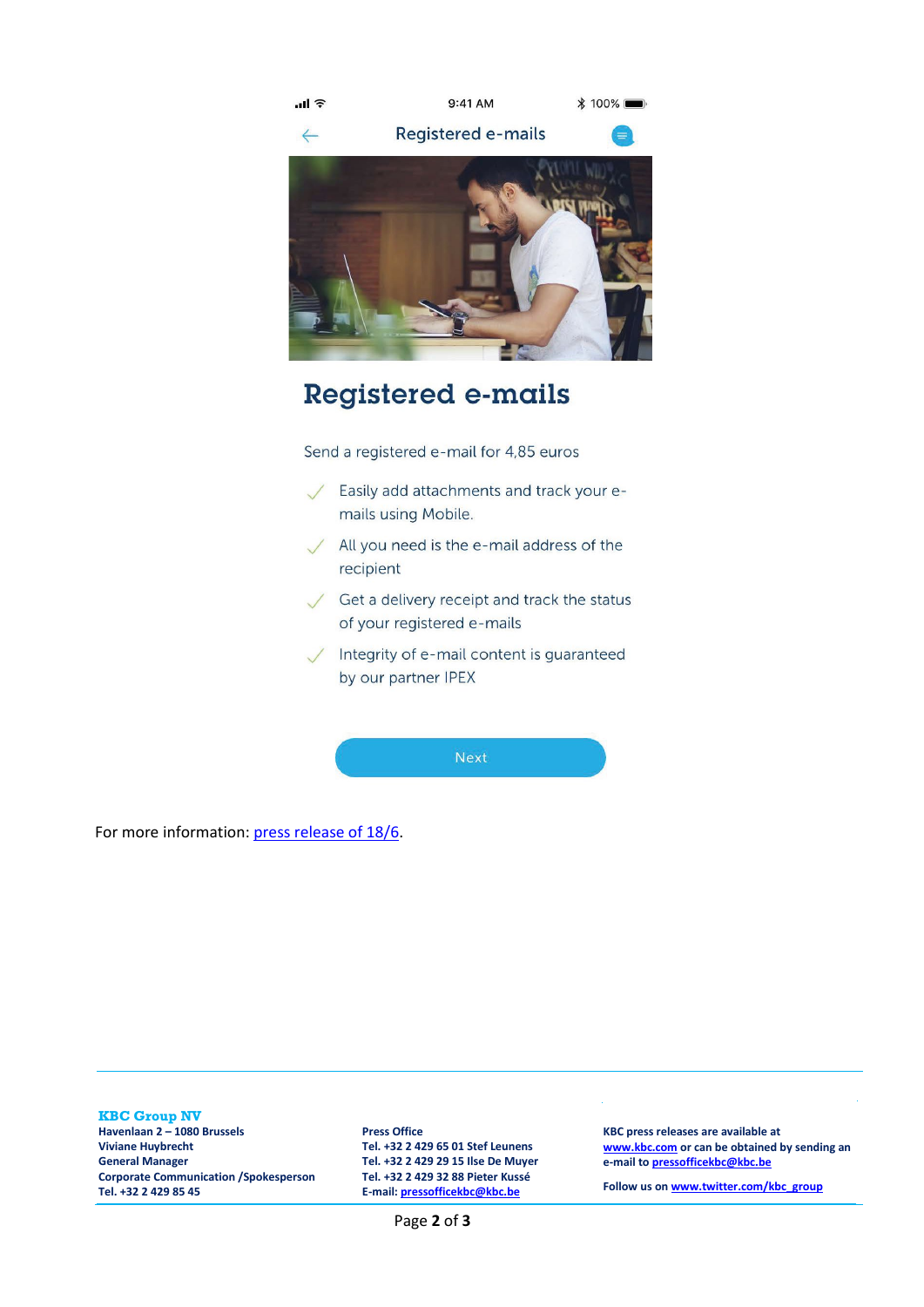9:41 AM 100%

Registered e-mails

# Registered e-mails

Send a registered e-mail for 4,85 euros

- Easily add attachments and track your e-mails using Mobile.
- All you need is the e-mail address of the recipient
- Get a delivery receipt and track the status of your registered e-mails
- Integrity of e-mail content is guaranteed by our partner IPEX

Next

For more information: press release of 18/6.

**KBC Group NV**
**Havenlaan 2 – 1080 Brussels**
**Viviane Huybrecht**
**General Manager**
**Corporate Communication /Spokesperson**
**Tel. +32 2 429 85 45**

**Press Office**
**Tel. +32 2 429 65 01 Stef Leunens**
**Tel. +32 2 429 29 15 Ilse De Muyer**
**Tel. +32 2 429 32 88 Pieter Kussé**
**E-mail: pressofficekbc@kbc.be**

**KBC press releases are available at www.kbc.com or can be obtained by sending an e-mail to pressofficekbc@kbc.be**

**Follow us on www.twitter.com/kbc_group**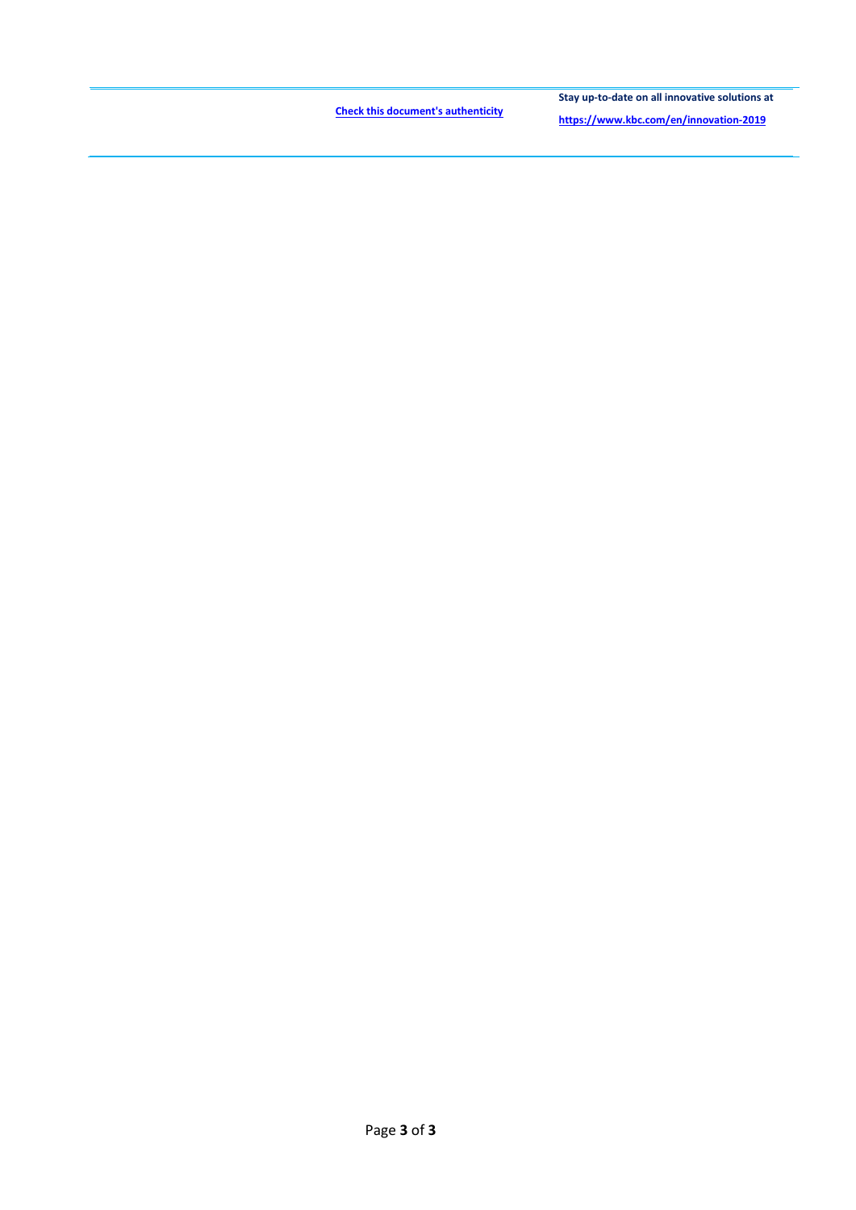Check this document's authenticity

**Stay up-to-date on all innovative solutions at**

**https://www.kbc.com/en/innovation-2019**